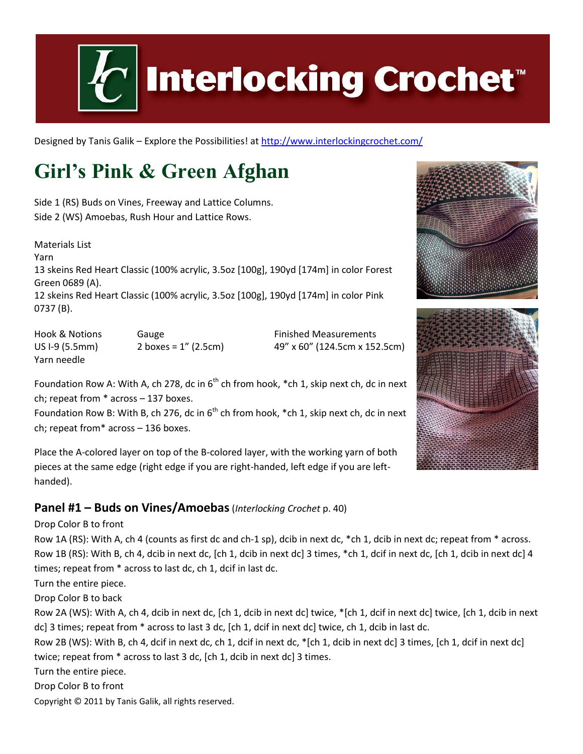# Interlocking Crochet™

Designed by Tanis Galik – Explore the Possibilities! at http://www.interlockingcrochet.com/

# Girl's Pink & Green Afghan

Side 1 (RS) Buds on Vines, Freeway and Lattice Columns.
Side 2 (WS) Amoebas, Rush Hour and Lattice Rows.

Materials List
Yarn
13 skeins Red Heart Classic (100% acrylic, 3.5oz [100g], 190yd [174m] in color Forest Green 0689 (A).
12 skeins Red Heart Classic (100% acrylic, 3.5oz [100g], 190yd [174m] in color Pink 0737 (B).

| Hook & Notions | Gauge | Finished Measurements |
|---|---|---|
| US I-9 (5.5mm) | 2 boxes = 1" (2.5cm) | 49" x 60" (124.5cm x 152.5cm) |
| Yarn needle | | |

Foundation Row A: With A, ch 278, dc in 6th ch from hook, *ch 1, skip next ch, dc in next ch; repeat from * across – 137 boxes.
Foundation Row B: With B, ch 276, dc in 6th ch from hook, *ch 1, skip next ch, dc in next ch; repeat from* across – 136 boxes.

Place the A-colored layer on top of the B-colored layer, with the working yarn of both pieces at the same edge (right edge if you are right-handed, left edge if you are left-handed).

## Panel #1 – Buds on Vines/Amoebas (*Interlocking Crochet* p. 40)

Drop Color B to front
Row 1A (RS): With A, ch 4 (counts as first dc and ch-1 sp), dcib in next dc, *ch 1, dcib in next dc; repeat from * across.
Row 1B (RS): With B, ch 4, dcib in next dc, [ch 1, dcib in next dc] 3 times, *ch 1, dcif in next dc, [ch 1, dcib in next dc] 4 times; repeat from * across to last dc, ch 1, dcif in last dc.
Turn the entire piece.
Drop Color B to back
Row 2A (WS): With A, ch 4, dcib in next dc, [ch 1, dcib in next dc] twice, *[ch 1, dcif in next dc] twice, [ch 1, dcib in next dc] 3 times; repeat from * across to last 3 dc, [ch 1, dcif in next dc] twice, ch 1, dcib in last dc.
Row 2B (WS): With B, ch 4, dcif in next dc, ch 1, dcif in next dc, *[ch 1, dcib in next dc] 3 times, [ch 1, dcif in next dc] twice; repeat from * across to last 3 dc, [ch 1, dcib in next dc] 3 times.
Turn the entire piece.
Drop Color B to front

Copyright © 2011 by Tanis Galik, all rights reserved.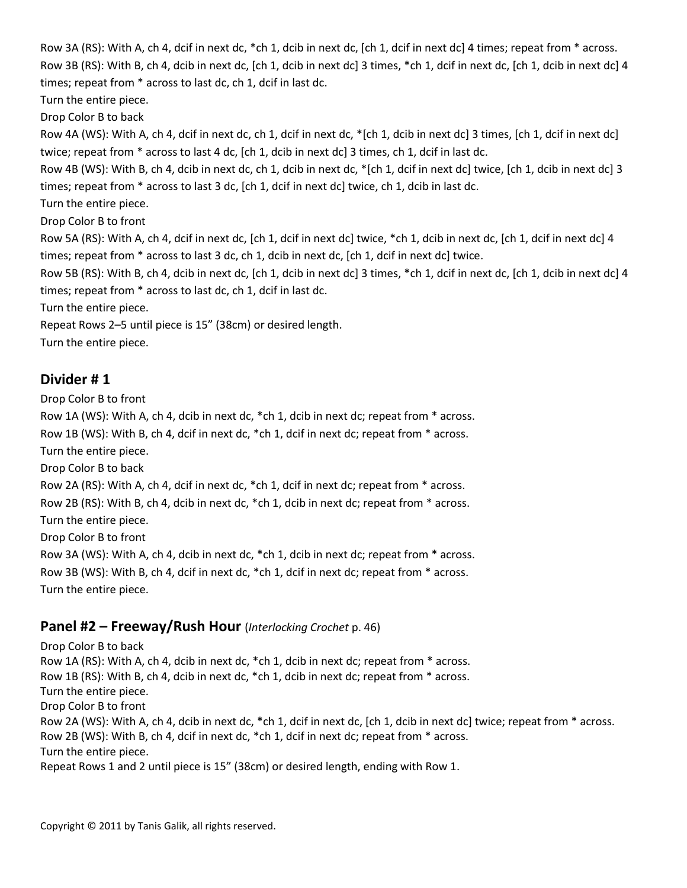Row 3A (RS): With A, ch 4, dcif in next dc, *ch 1, dcib in next dc, [ch 1, dcif in next dc] 4 times; repeat from * across.
Row 3B (RS): With B, ch 4, dcib in next dc, [ch 1, dcib in next dc] 3 times, *ch 1, dcif in next dc, [ch 1, dcib in next dc] 4 times; repeat from * across to last dc, ch 1, dcif in last dc.
Turn the entire piece.
Drop Color B to back
Row 4A (WS): With A, ch 4, dcif in next dc, ch 1, dcif in next dc, *[ch 1, dcib in next dc] 3 times, [ch 1, dcif in next dc] twice; repeat from * across to last 4 dc, [ch 1, dcib in next dc] 3 times, ch 1, dcif in last dc.
Row 4B (WS): With B, ch 4, dcib in next dc, ch 1, dcib in next dc, *[ch 1, dcif in next dc] twice, [ch 1, dcib in next dc] 3 times; repeat from * across to last 3 dc, [ch 1, dcif in next dc] twice, ch 1, dcib in last dc.
Turn the entire piece.
Drop Color B to front
Row 5A (RS): With A, ch 4, dcif in next dc, [ch 1, dcif in next dc] twice, *ch 1, dcib in next dc, [ch 1, dcif in next dc] 4 times; repeat from * across to last 3 dc, ch 1, dcib in next dc, [ch 1, dcif in next dc] twice.
Row 5B (RS): With B, ch 4, dcib in next dc, [ch 1, dcib in next dc] 3 times, *ch 1, dcif in next dc, [ch 1, dcib in next dc] 4 times; repeat from * across to last dc, ch 1, dcif in last dc.
Turn the entire piece.
Repeat Rows 2–5 until piece is 15" (38cm) or desired length.
Turn the entire piece.

## Divider # 1

Drop Color B to front
Row 1A (WS): With A, ch 4, dcib in next dc, *ch 1, dcib in next dc; repeat from * across.
Row 1B (WS): With B, ch 4, dcif in next dc, *ch 1, dcif in next dc; repeat from * across.
Turn the entire piece.
Drop Color B to back
Row 2A (RS): With A, ch 4, dcif in next dc, *ch 1, dcif in next dc; repeat from * across.
Row 2B (RS): With B, ch 4, dcib in next dc, *ch 1, dcib in next dc; repeat from * across.
Turn the entire piece.
Drop Color B to front
Row 3A (WS): With A, ch 4, dcib in next dc, *ch 1, dcib in next dc; repeat from * across.
Row 3B (WS): With B, ch 4, dcif in next dc, *ch 1, dcif in next dc; repeat from * across.
Turn the entire piece.

## Panel #2 – Freeway/Rush Hour (*Interlocking Crochet* p. 46)

Drop Color B to back
Row 1A (RS): With A, ch 4, dcib in next dc, *ch 1, dcib in next dc; repeat from * across.
Row 1B (RS): With B, ch 4, dcib in next dc, *ch 1, dcib in next dc; repeat from * across.
Turn the entire piece.
Drop Color B to front
Row 2A (WS): With A, ch 4, dcib in next dc, *ch 1, dcif in next dc, [ch 1, dcib in next dc] twice; repeat from * across.
Row 2B (WS): With B, ch 4, dcif in next dc, *ch 1, dcif in next dc; repeat from * across.
Turn the entire piece.
Repeat Rows 1 and 2 until piece is 15" (38cm) or desired length, ending with Row 1.

Copyright © 2011 by Tanis Galik, all rights reserved.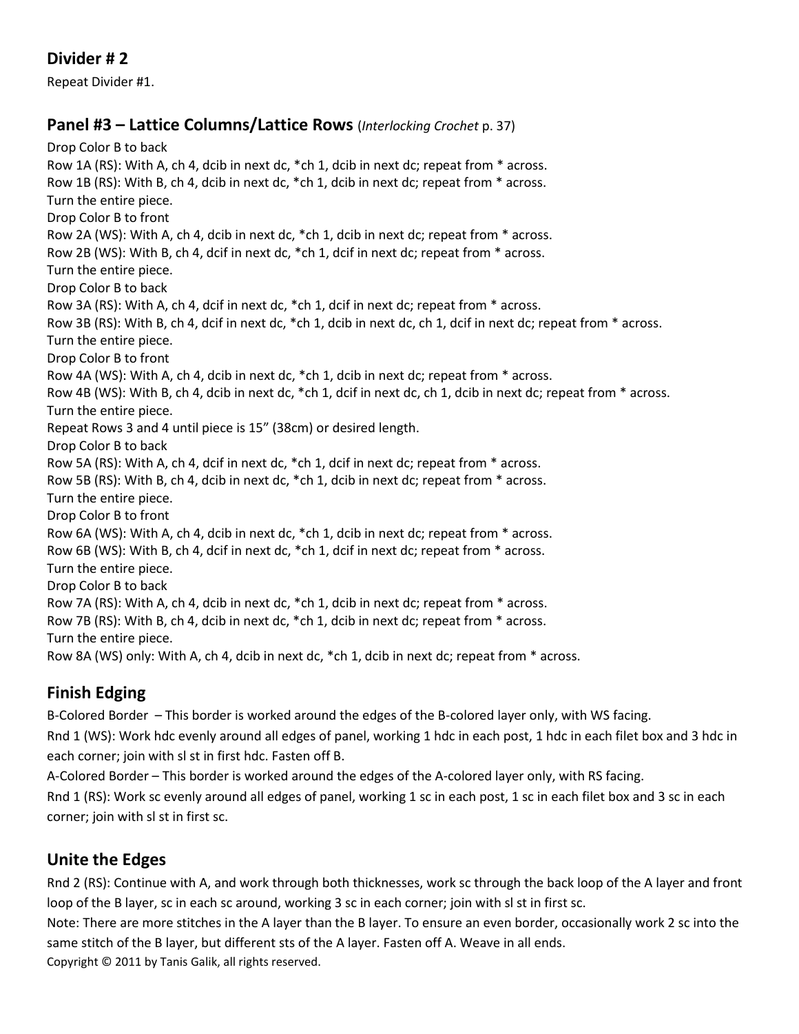## Divider # 2

Repeat Divider #1.

## Panel #3 – Lattice Columns/Lattice Rows (*Interlocking Crochet* p. 37)

Drop Color B to back
Row 1A (RS): With A, ch 4, dcib in next dc, *ch 1, dcib in next dc; repeat from * across.
Row 1B (RS): With B, ch 4, dcib in next dc, *ch 1, dcib in next dc; repeat from * across.
Turn the entire piece.
Drop Color B to front
Row 2A (WS): With A, ch 4, dcib in next dc, *ch 1, dcib in next dc; repeat from * across.
Row 2B (WS): With B, ch 4, dcif in next dc, *ch 1, dcif in next dc; repeat from * across.
Turn the entire piece.
Drop Color B to back
Row 3A (RS): With A, ch 4, dcif in next dc, *ch 1, dcif in next dc; repeat from * across.
Row 3B (RS): With B, ch 4, dcif in next dc, *ch 1, dcib in next dc, ch 1, dcif in next dc; repeat from * across.
Turn the entire piece.
Drop Color B to front
Row 4A (WS): With A, ch 4, dcib in next dc, *ch 1, dcib in next dc; repeat from * across.
Row 4B (WS): With B, ch 4, dcib in next dc, *ch 1, dcif in next dc, ch 1, dcib in next dc; repeat from * across.
Turn the entire piece.
Repeat Rows 3 and 4 until piece is 15" (38cm) or desired length.
Drop Color B to back
Row 5A (RS): With A, ch 4, dcif in next dc, *ch 1, dcif in next dc; repeat from * across.
Row 5B (RS): With B, ch 4, dcib in next dc, *ch 1, dcib in next dc; repeat from * across.
Turn the entire piece.
Drop Color B to front
Row 6A (WS): With A, ch 4, dcib in next dc, *ch 1, dcib in next dc; repeat from * across.
Row 6B (WS): With B, ch 4, dcif in next dc, *ch 1, dcif in next dc; repeat from * across.
Turn the entire piece.
Drop Color B to back
Row 7A (RS): With A, ch 4, dcib in next dc, *ch 1, dcib in next dc; repeat from * across.
Row 7B (RS): With B, ch 4, dcib in next dc, *ch 1, dcib in next dc; repeat from * across.
Turn the entire piece.
Row 8A (WS) only: With A, ch 4, dcib in next dc, *ch 1, dcib in next dc; repeat from * across.

## Finish Edging

B-Colored Border – This border is worked around the edges of the B-colored layer only, with WS facing.

Rnd 1 (WS): Work hdc evenly around all edges of panel, working 1 hdc in each post, 1 hdc in each filet box and 3 hdc in each corner; join with sl st in first hdc. Fasten off B.

A-Colored Border – This border is worked around the edges of the A-colored layer only, with RS facing.

Rnd 1 (RS): Work sc evenly around all edges of panel, working 1 sc in each post, 1 sc in each filet box and 3 sc in each corner; join with sl st in first sc.

## Unite the Edges

Rnd 2 (RS): Continue with A, and work through both thicknesses, work sc through the back loop of the A layer and front loop of the B layer, sc in each sc around, working 3 sc in each corner; join with sl st in first sc.

Note: There are more stitches in the A layer than the B layer. To ensure an even border, occasionally work 2 sc into the same stitch of the B layer, but different sts of the A layer. Fasten off A. Weave in all ends.

Copyright © 2011 by Tanis Galik, all rights reserved.